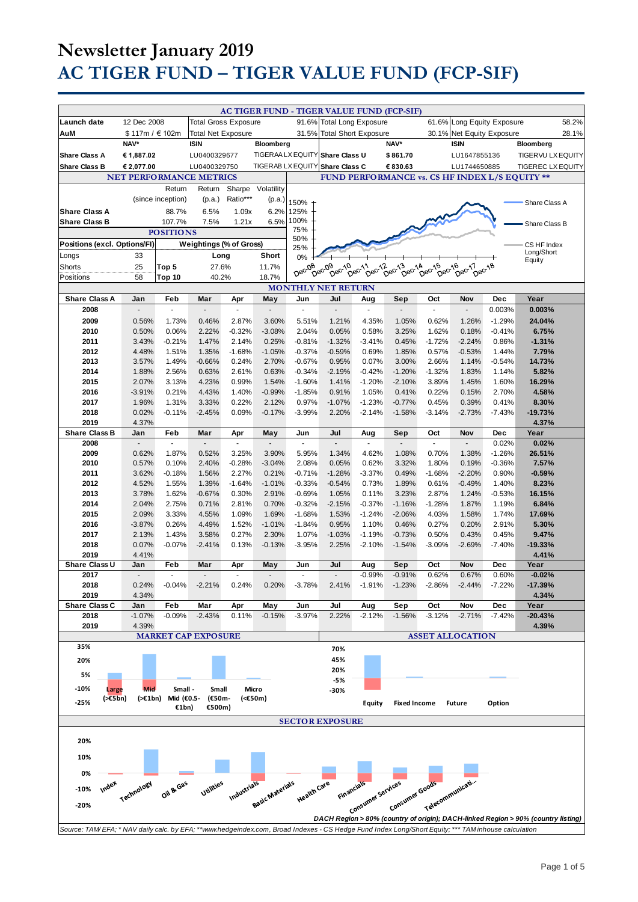# Newsletter January 2019

# AC TIGER FUND – TIGER VALUE FUND (FCP-SIF)

## AC TIGER FUND - TIGER VALUE FUND (FCP-SIF)

| | | | | | | | |
|---|---|---|---|---|---|---|---|
| Launch date | 12 Dec 2008 | Total Gross Exposure | 91.6% | Total Long Exposure | 61.6% | Long Equity Exposure | 58.2% |
| AuM | $ 117m / € 102m | Total Net Exposure | 31.5% | Total Short Exposure | 30.1% | Net Equity Exposure | 28.1% |

| | NAV* | ISIN | Bloomberg | | NAV* | ISIN | Bloomberg |
|---|---|---|---|---|---|---|---|
| Share Class A | € 1,887.02 | LU0400329677 | TIGERAA LX EQUITY | Share Class U | $ 861.70 | LU1647855136 | TIGERVU LX EQUITY |
| Share Class B | € 2,077.00 | LU0400329750 | TIGERAB LX EQUITY | Share Class C | € 830.63 | LU1744650885 | TIGEREC LX EQUITY |

## NET PERFORMANCE METRICS

| | Return (since inception) | Return (p.a.) | Sharpe Ratio*** | Volatility (p.a.) |
|---|---|---|---|---|
| Share Class A | 88.7% | 6.5% | 1.09x | 6.2% |
| Share Class B | 107.7% | 7.5% | 1.21x | 6.5% |

## POSITIONS

| Positions (excl. Options/FI) | | Weightings (% of Gross) | Long | Short |
|---|---|---|---|---|
| Longs | 33 | | | |
| Shorts | 25 | Top 5 | 27.6% | 11.7% |
| Positions | 58 | Top 10 | 40.2% | 18.7% |

## FUND PERFORMANCE vs. CS HF INDEX L/S EQUITY **

Chart legend: Share Class A, Share Class B, CS HF Index Long/Short Equity (Dec-08 to Dec-18)

## MONTHLY NET RETURN

| Share Class A | Jan | Feb | Mar | Apr | May | Jun | Jul | Aug | Sep | Oct | Nov | Dec | Year |
|---|---|---|---|---|---|---|---|---|---|---|---|---|---|
| 2008 | - | - | - | - | - | - | - | - | - | - | - | 0.003% | **0.003%** |
| 2009 | 0.56% | 1.73% | 0.46% | 2.87% | 3.60% | 5.51% | 1.21% | 4.35% | 1.05% | 0.62% | 1.26% | -1.29% | **24.04%** |
| 2010 | 0.50% | 0.06% | 2.22% | -0.32% | -3.08% | 2.04% | 0.05% | 0.58% | 3.25% | 1.62% | 0.18% | -0.41% | **6.75%** |
| 2011 | 3.43% | -0.21% | 1.47% | 2.14% | 0.25% | -0.81% | -1.32% | -3.41% | 0.45% | -1.72% | -2.24% | 0.86% | **-1.31%** |
| 2012 | 4.48% | 1.51% | 1.35% | -1.68% | -1.05% | -0.37% | -0.59% | 0.69% | 1.85% | 0.57% | -0.53% | 1.44% | **7.79%** |
| 2013 | 3.57% | 1.49% | -0.66% | 0.24% | 2.70% | -0.67% | 0.95% | 0.07% | 3.00% | 2.66% | 1.14% | -0.54% | **14.73%** |
| 2014 | 1.88% | 2.56% | 0.63% | 2.61% | 0.63% | -0.34% | -2.19% | -0.42% | -1.20% | -1.32% | 1.83% | 1.14% | **5.82%** |
| 2015 | 2.07% | 3.13% | 4.23% | 0.99% | 1.54% | -1.60% | 1.41% | -1.20% | -2.10% | 3.89% | 1.45% | 1.60% | **16.29%** |
| 2016 | -3.91% | 0.21% | 4.43% | 1.40% | -0.99% | -1.85% | 0.91% | 1.05% | 0.41% | 0.22% | 0.15% | 2.70% | **4.58%** |
| 2017 | 1.96% | 1.31% | 3.33% | 0.22% | 2.12% | 0.97% | -1.07% | -1.23% | -0.77% | 0.45% | 0.39% | 0.41% | **8.30%** |
| 2018 | 0.02% | -0.11% | -2.45% | 0.09% | -0.17% | -3.99% | 2.20% | -2.14% | -1.58% | -3.14% | -2.73% | -7.43% | **-19.73%** |
| 2019 | 4.37% | | | | | | | | | | | | **4.37%** |
| **Share Class B** | **Jan** | **Feb** | **Mar** | **Apr** | **May** | **Jun** | **Jul** | **Aug** | **Sep** | **Oct** | **Nov** | **Dec** | **Year** |
| 2008 | - | - | - | - | - | - | - | - | - | - | - | 0.02% | **0.02%** |
| 2009 | 0.62% | 1.87% | 0.52% | 3.25% | 3.90% | 5.95% | 1.34% | 4.62% | 1.08% | 0.70% | 1.38% | -1.26% | **26.51%** |
| 2010 | 0.57% | 0.10% | 2.40% | -0.28% | -3.04% | 2.08% | 0.05% | 0.62% | 3.32% | 1.80% | 0.19% | -0.36% | **7.57%** |
| 2011 | 3.62% | -0.18% | 1.56% | 2.27% | 0.21% | -0.71% | -1.28% | -3.37% | 0.49% | -1.68% | -2.20% | 0.90% | **-0.59%** |
| 2012 | 4.52% | 1.55% | 1.39% | -1.64% | -1.01% | -0.33% | -0.54% | 0.73% | 1.89% | 0.61% | -0.49% | 1.40% | **8.23%** |
| 2013 | 3.78% | 1.62% | -0.67% | 0.30% | 2.91% | -0.69% | 1.05% | 0.11% | 3.23% | 2.87% | 1.24% | -0.53% | **16.15%** |
| 2014 | 2.04% | 2.75% | 0.71% | 2.81% | 0.70% | -0.32% | -2.15% | -0.37% | -1.16% | -1.28% | 1.87% | 1.19% | **6.84%** |
| 2015 | 2.09% | 3.33% | 4.55% | 1.09% | 1.69% | -1.68% | 1.53% | -1.24% | -2.06% | 4.03% | 1.58% | 1.74% | **17.69%** |
| 2016 | -3.87% | 0.26% | 4.49% | 1.52% | -1.01% | -1.84% | 0.95% | 1.10% | 0.46% | 0.27% | 0.20% | 2.91% | **5.30%** |
| 2017 | 2.13% | 1.43% | 3.58% | 0.27% | 2.30% | 1.07% | -1.03% | -1.19% | -0.73% | 0.50% | 0.43% | 0.45% | **9.47%** |
| 2018 | 0.07% | -0.07% | -2.41% | 0.13% | -0.13% | -3.95% | 2.25% | -2.10% | -1.54% | -3.09% | -2.69% | -7.40% | **-19.33%** |
| 2019 | 4.41% | | | | | | | | | | | | **4.41%** |
| **Share Class U** | **Jan** | **Feb** | **Mar** | **Apr** | **May** | **Jun** | **Jul** | **Aug** | **Sep** | **Oct** | **Nov** | **Dec** | **Year** |
| 2017 | - | - | - | - | - | - | - | -0.99% | -0.91% | 0.62% | 0.67% | 0.60% | **-0.02%** |
| 2018 | 0.24% | -0.04% | -2.21% | 0.24% | 0.20% | -3.78% | 2.41% | -1.91% | -1.23% | -2.86% | -2.44% | -7.22% | **-17.39%** |
| 2019 | 4.34% | | | | | | | | | | | | **4.34%** |
| **Share Class C** | **Jan** | **Feb** | **Mar** | **Apr** | **May** | **Jun** | **Jul** | **Aug** | **Sep** | **Oct** | **Nov** | **Dec** | **Year** |
| 2018 | -1.07% | -0.09% | -2.43% | 0.11% | -0.15% | -3.97% | 2.22% | -2.12% | -1.56% | -3.12% | -2.71% | -7.42% | **-20.43%** |
| 2019 | 4.39% | | | | | | | | | | | | **4.39%** |

## MARKET CAP EXPOSURE

Categories: Large (>€5bn), Mid (>€1bn), Small - Mid (€0.5-€1bn), Small (€50m-€500m), Micro (<€50m)

## ASSET ALLOCATION

Categories: Equity, Fixed Income, Future, Option

## SECTOR EXPOSURE

Categories: Index, Technology, Oil & Gas, Utilities, Industrials, Basic Materials, Health Care, Financials, Consumer Services, Consumer Goods, Telecommunicati...

*DACH Region > 80% (country of origin); DACH-linked Region > 90% (country listing)*

*Source: TAM/ EFA; * NAV daily calc. by EFA; **www.hedgeindex.com, Broad Indexes - CS Hedge Fund Index Long/Short Equity; *** TAM inhouse calculation*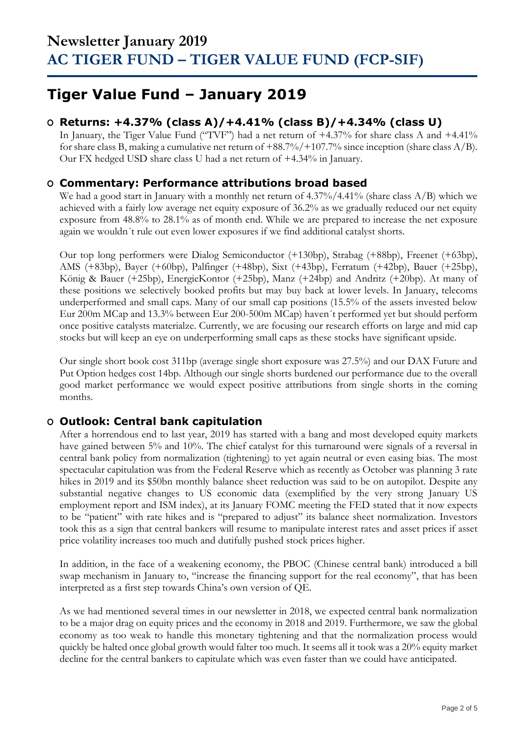# Newsletter January 2019
# AC TIGER FUND – TIGER VALUE FUND (FCP-SIF)

## Tiger Value Fund – January 2019

### Returns: +4.37% (class A)/+4.41% (class B)/+4.34% (class U)

In January, the Tiger Value Fund ("TVF") had a net return of +4.37% for share class A and +4.41% for share class B, making a cumulative net return of +88.7%/+107.7% since inception (share class A/B). Our FX hedged USD share class U had a net return of +4.34% in January.

### Commentary: Performance attributions broad based

We had a good start in January with a monthly net return of 4.37%/4.41% (share class A/B) which we achieved with a fairly low average net equity exposure of 36.2% as we gradually reduced our net equity exposure from 48.8% to 28.1% as of month end. While we are prepared to increase the net exposure again we wouldn´t rule out even lower exposures if we find additional catalyst shorts.

Our top long performers were Dialog Semiconductor (+130bp), Strabag (+88bp), Freenet (+63bp), AMS (+83bp), Bayer (+60bp), Palfinger (+48bp), Sixt (+43bp), Ferratum (+42bp), Bauer (+25bp), König & Bauer (+25bp), EnergieKontor (+25bp), Manz (+24bp) and Andritz (+20bp). At many of these positions we selectively booked profits but may buy back at lower levels. In January, telecoms underperformed and small caps. Many of our small cap positions (15.5% of the assets invested below Eur 200m MCap and 13.3% between Eur 200-500m MCap) haven´t performed yet but should perform once positive catalysts materialze. Currently, we are focusing our research efforts on large and mid cap stocks but will keep an eye on underperforming small caps as these stocks have significant upside.

Our single short book cost 311bp (average single short exposure was 27.5%) and our DAX Future and Put Option hedges cost 14bp. Although our single shorts burdened our performance due to the overall good market performance we would expect positive attributions from single shorts in the coming months.

### Outlook: Central bank capitulation

After a horrendous end to last year, 2019 has started with a bang and most developed equity markets have gained between 5% and 10%. The chief catalyst for this turnaround were signals of a reversal in central bank policy from normalization (tightening) to yet again neutral or even easing bias. The most spectacular capitulation was from the Federal Reserve which as recently as October was planning 3 rate hikes in 2019 and its $50bn monthly balance sheet reduction was said to be on autopilot. Despite any substantial negative changes to US economic data (exemplified by the very strong January US employment report and ISM index), at its January FOMC meeting the FED stated that it now expects to be "patient" with rate hikes and is "prepared to adjust" its balance sheet normalization. Investors took this as a sign that central bankers will resume to manipulate interest rates and asset prices if asset price volatility increases too much and dutifully pushed stock prices higher.

In addition, in the face of a weakening economy, the PBOC (Chinese central bank) introduced a bill swap mechanism in January to, "increase the financing support for the real economy", that has been interpreted as a first step towards China's own version of QE.

As we had mentioned several times in our newsletter in 2018, we expected central bank normalization to be a major drag on equity prices and the economy in 2018 and 2019. Furthermore, we saw the global economy as too weak to handle this monetary tightening and that the normalization process would quickly be halted once global growth would falter too much. It seems all it took was a 20% equity market decline for the central bankers to capitulate which was even faster than we could have anticipated.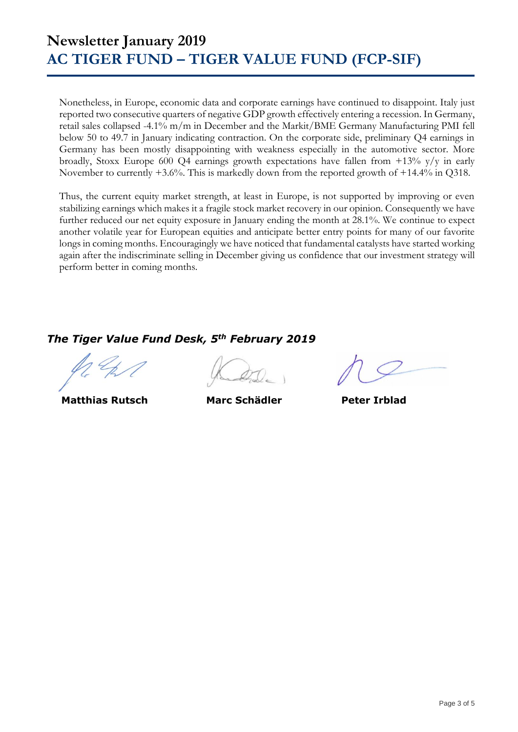Nonetheless, in Europe, economic data and corporate earnings have continued to disappoint. Italy just reported two consecutive quarters of negative GDP growth effectively entering a recession. In Germany, retail sales collapsed -4.1% m/m in December and the Markit/BME Germany Manufacturing PMI fell below 50 to 49.7 in January indicating contraction. On the corporate side, preliminary Q4 earnings in Germany has been mostly disappointing with weakness especially in the automotive sector. More broadly, Stoxx Europe 600 Q4 earnings growth expectations have fallen from +13% y/y in early November to currently +3.6%. This is markedly down from the reported growth of +14.4% in Q318.

Thus, the current equity market strength, at least in Europe, is not supported by improving or even stabilizing earnings which makes it a fragile stock market recovery in our opinion. Consequently we have further reduced our net equity exposure in January ending the month at 28.1%. We continue to expect another volatile year for European equities and anticipate better entry points for many of our favorite longs in coming months. Encouragingly we have noticed that fundamental catalysts have started working again after the indiscriminate selling in December giving us confidence that our investment strategy will perform better in coming months.

***The Tiger Value Fund Desk, 5th February 2019***

**Matthias Rutsch** **Marc Schädler** **Peter Irblad**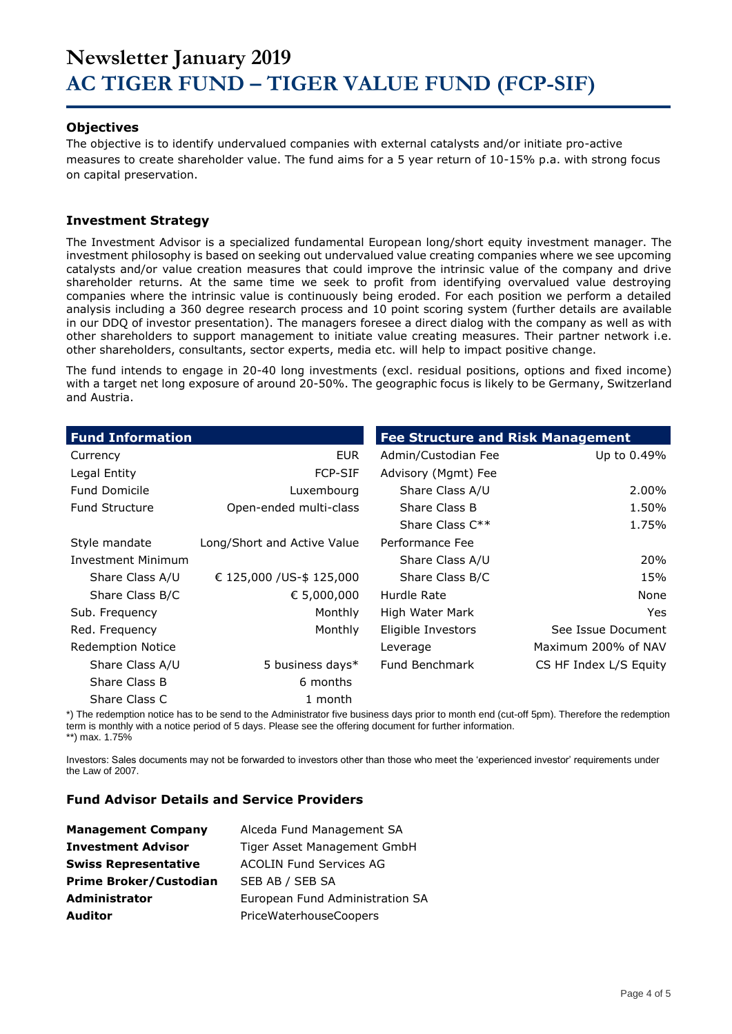# Newsletter January 2019
# AC TIGER FUND – TIGER VALUE FUND (FCP-SIF)

### Objectives

The objective is to identify undervalued companies with external catalysts and/or initiate pro-active measures to create shareholder value. The fund aims for a 5 year return of 10-15% p.a. with strong focus on capital preservation.

### Investment Strategy

The Investment Advisor is a specialized fundamental European long/short equity investment manager. The investment philosophy is based on seeking out undervalued value creating companies where we see upcoming catalysts and/or value creation measures that could improve the intrinsic value of the company and drive shareholder returns. At the same time we seek to profit from identifying overvalued value destroying companies where the intrinsic value is continuously being eroded. For each position we perform a detailed analysis including a 360 degree research process and 10 point scoring system (further details are available in our DDQ of investor presentation). The managers foresee a direct dialog with the company as well as with other shareholders to support management to initiate value creating measures. Their partner network i.e. other shareholders, consultants, sector experts, media etc. will help to impact positive change.

The fund intends to engage in 20-40 long investments (excl. residual positions, options and fixed income) with a target net long exposure of around 20-50%. The geographic focus is likely to be Germany, Switzerland and Austria.

| Fund Information | |
|---|---|
| Currency | EUR |
| Legal Entity | FCP-SIF |
| Fund Domicile | Luxembourg |
| Fund Structure | Open-ended multi-class |
| Style mandate | Long/Short and Active Value |
| Investment Minimum | |
| Share Class A/U | € 125,000 /US-$ 125,000 |
| Share Class B/C | € 5,000,000 |
| Sub. Frequency | Monthly |
| Red. Frequency | Monthly |
| Redemption Notice | |
| Share Class A/U | 5 business days* |
| Share Class B | 6 months |
| Share Class C | 1 month |

| Fee Structure and Risk Management | |
|---|---|
| Admin/Custodian Fee | Up to 0.49% |
| Advisory (Mgmt) Fee | |
| Share Class A/U | 2.00% |
| Share Class B | 1.50% |
| Share Class C** | 1.75% |
| Performance Fee | |
| Share Class A/U | 20% |
| Share Class B/C | 15% |
| Hurdle Rate | None |
| High Water Mark | Yes |
| Eligible Investors | See Issue Document |
| Leverage | Maximum 200% of NAV |
| Fund Benchmark | CS HF Index L/S Equity |

*) The redemption notice has to be send to the Administrator five business days prior to month end (cut-off 5pm). Therefore the redemption term is monthly with a notice period of 5 days. Please see the offering document for further information.
**) max. 1.75%

Investors: Sales documents may not be forwarded to investors other than those who meet the 'experienced investor' requirements under the Law of 2007.

### Fund Advisor Details and Service Providers

| | |
|---|---|
| **Management Company** | Alceda Fund Management SA |
| **Investment Advisor** | Tiger Asset Management GmbH |
| **Swiss Representative** | ACOLIN Fund Services AG |
| **Prime Broker/Custodian** | SEB AB / SEB SA |
| **Administrator** | European Fund Administration SA |
| **Auditor** | PriceWaterhouseCoopers |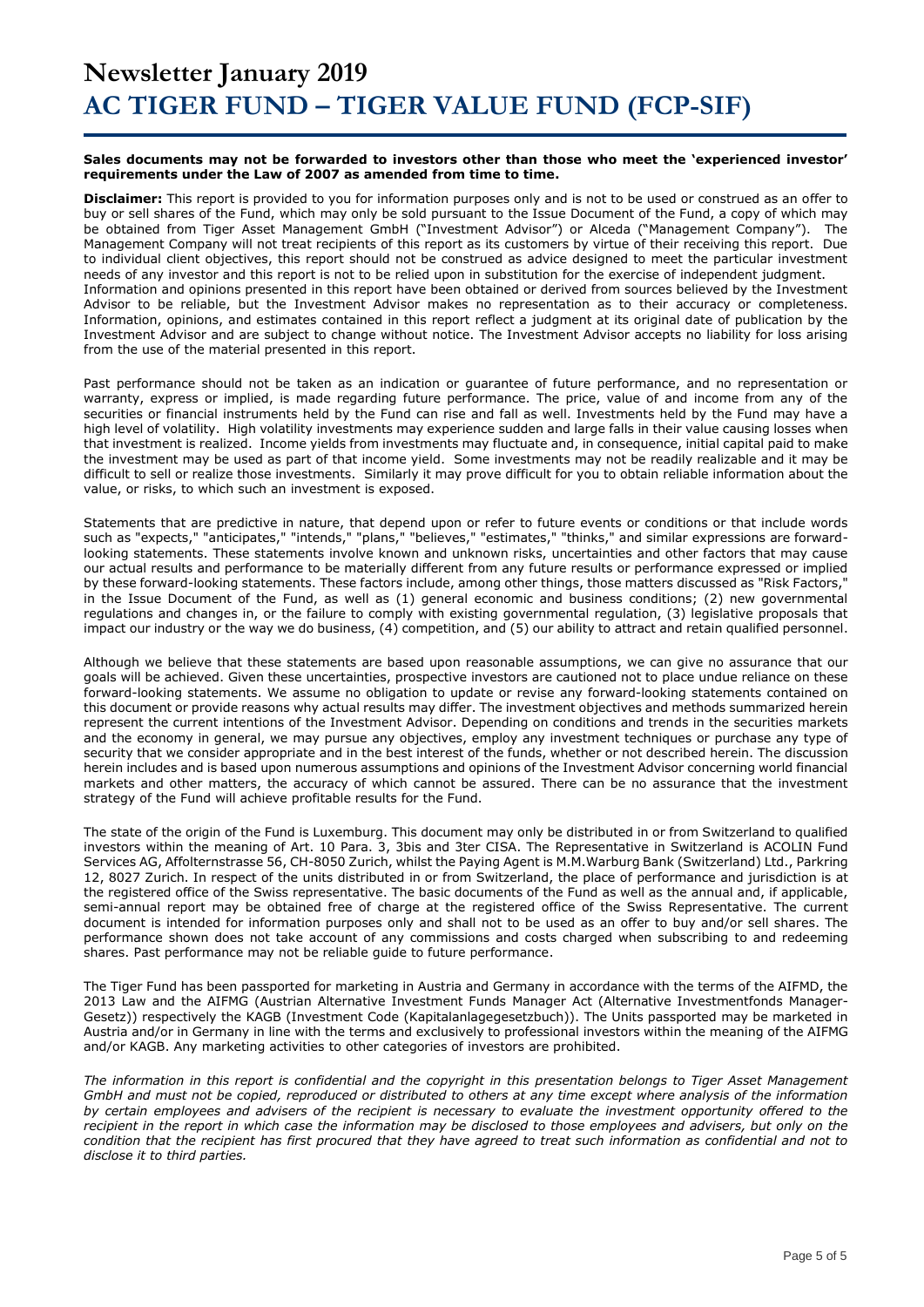# Newsletter January 2019

# AC TIGER FUND – TIGER VALUE FUND (FCP-SIF)

**Sales documents may not be forwarded to investors other than those who meet the 'experienced investor' requirements under the Law of 2007 as amended from time to time.**

**Disclaimer:** This report is provided to you for information purposes only and is not to be used or construed as an offer to buy or sell shares of the Fund, which may only be sold pursuant to the Issue Document of the Fund, a copy of which may be obtained from Tiger Asset Management GmbH ("Investment Advisor") or Alceda ("Management Company"). The Management Company will not treat recipients of this report as its customers by virtue of their receiving this report. Due to individual client objectives, this report should not be construed as advice designed to meet the particular investment needs of any investor and this report is not to be relied upon in substitution for the exercise of independent judgment. Information and opinions presented in this report have been obtained or derived from sources believed by the Investment Advisor to be reliable, but the Investment Advisor makes no representation as to their accuracy or completeness. Information, opinions, and estimates contained in this report reflect a judgment at its original date of publication by the Investment Advisor and are subject to change without notice. The Investment Advisor accepts no liability for loss arising from the use of the material presented in this report.

Past performance should not be taken as an indication or guarantee of future performance, and no representation or warranty, express or implied, is made regarding future performance. The price, value of and income from any of the securities or financial instruments held by the Fund can rise and fall as well. Investments held by the Fund may have a high level of volatility. High volatility investments may experience sudden and large falls in their value causing losses when that investment is realized. Income yields from investments may fluctuate and, in consequence, initial capital paid to make the investment may be used as part of that income yield. Some investments may not be readily realizable and it may be difficult to sell or realize those investments. Similarly it may prove difficult for you to obtain reliable information about the value, or risks, to which such an investment is exposed.

Statements that are predictive in nature, that depend upon or refer to future events or conditions or that include words such as "expects," "anticipates," "intends," "plans," "believes," "estimates," "thinks," and similar expressions are forward-looking statements. These statements involve known and unknown risks, uncertainties and other factors that may cause our actual results and performance to be materially different from any future results or performance expressed or implied by these forward-looking statements. These factors include, among other things, those matters discussed as "Risk Factors," in the Issue Document of the Fund, as well as (1) general economic and business conditions; (2) new governmental regulations and changes in, or the failure to comply with existing governmental regulation, (3) legislative proposals that impact our industry or the way we do business, (4) competition, and (5) our ability to attract and retain qualified personnel.

Although we believe that these statements are based upon reasonable assumptions, we can give no assurance that our goals will be achieved. Given these uncertainties, prospective investors are cautioned not to place undue reliance on these forward-looking statements. We assume no obligation to update or revise any forward-looking statements contained on this document or provide reasons why actual results may differ. The investment objectives and methods summarized herein represent the current intentions of the Investment Advisor. Depending on conditions and trends in the securities markets and the economy in general, we may pursue any objectives, employ any investment techniques or purchase any type of security that we consider appropriate and in the best interest of the funds, whether or not described herein. The discussion herein includes and is based upon numerous assumptions and opinions of the Investment Advisor concerning world financial markets and other matters, the accuracy of which cannot be assured. There can be no assurance that the investment strategy of the Fund will achieve profitable results for the Fund.

The state of the origin of the Fund is Luxemburg. This document may only be distributed in or from Switzerland to qualified investors within the meaning of Art. 10 Para. 3, 3bis and 3ter CISA. The Representative in Switzerland is ACOLIN Fund Services AG, Affolternstrasse 56, CH-8050 Zurich, whilst the Paying Agent is M.M.Warburg Bank (Switzerland) Ltd., Parkring 12, 8027 Zurich. In respect of the units distributed in or from Switzerland, the place of performance and jurisdiction is at the registered office of the Swiss representative. The basic documents of the Fund as well as the annual and, if applicable, semi-annual report may be obtained free of charge at the registered office of the Swiss Representative. The current document is intended for information purposes only and shall not to be used as an offer to buy and/or sell shares. The performance shown does not take account of any commissions and costs charged when subscribing to and redeeming shares. Past performance may not be reliable guide to future performance.

The Tiger Fund has been passported for marketing in Austria and Germany in accordance with the terms of the AIFMD, the 2013 Law and the AIFMG (Austrian Alternative Investment Funds Manager Act (Alternative Investmentfonds Manager-Gesetz)) respectively the KAGB (Investment Code (Kapitalanlagegesetzbuch)). The Units passported may be marketed in Austria and/or in Germany in line with the terms and exclusively to professional investors within the meaning of the AIFMG and/or KAGB. Any marketing activities to other categories of investors are prohibited.

*The information in this report is confidential and the copyright in this presentation belongs to Tiger Asset Management GmbH and must not be copied, reproduced or distributed to others at any time except where analysis of the information by certain employees and advisers of the recipient is necessary to evaluate the investment opportunity offered to the recipient in the report in which case the information may be disclosed to those employees and advisers, but only on the condition that the recipient has first procured that they have agreed to treat such information as confidential and not to disclose it to third parties.*